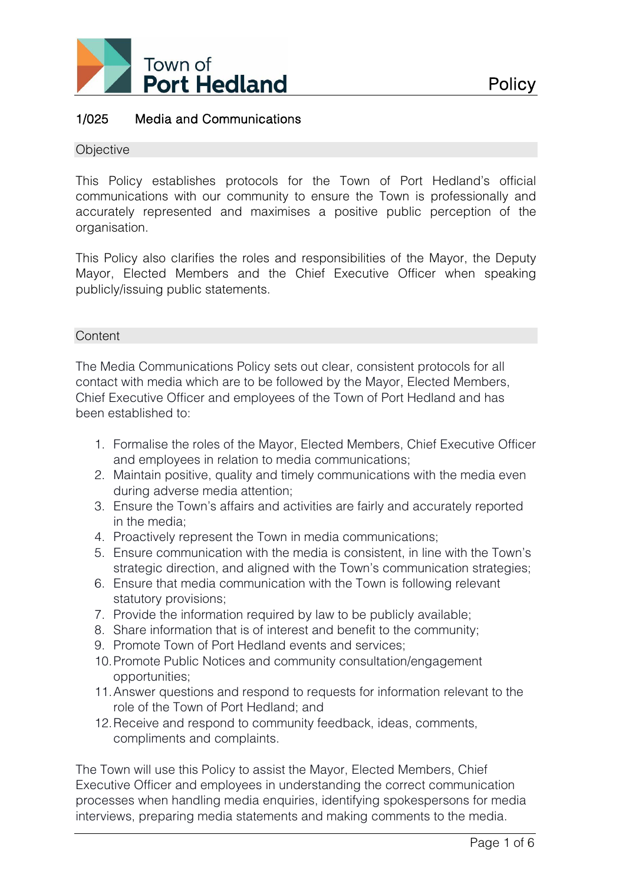# 1/025 Media and Communications

## Objective

This Policy establishes protocols for the Town of Port Hedland's official communications with our community to ensure the Town is professionally and accurately represented and maximises a positive public perception of the organisation.

This Policy also clarifies the roles and responsibilities of the Mayor, the Deputy Mayor, Elected Members and the Chief Executive Officer when speaking publicly/issuing public statements.

## Content

The Media Communications Policy sets out clear, consistent protocols for all contact with media which are to be followed by the Mayor, Elected Members, Chief Executive Officer and employees of the Town of Port Hedland and has been established to:

1. Formalise the roles of the Mayor, Elected Members, Chief Executive Officer and employees in relation to media communications;
2. Maintain positive, quality and timely communications with the media even during adverse media attention;
3. Ensure the Town's affairs and activities are fairly and accurately reported in the media;
4. Proactively represent the Town in media communications;
5. Ensure communication with the media is consistent, in line with the Town's strategic direction, and aligned with the Town's communication strategies;
6. Ensure that media communication with the Town is following relevant statutory provisions;
7. Provide the information required by law to be publicly available;
8. Share information that is of interest and benefit to the community;
9. Promote Town of Port Hedland events and services;
10. Promote Public Notices and community consultation/engagement opportunities;
11. Answer questions and respond to requests for information relevant to the role of the Town of Port Hedland; and
12. Receive and respond to community feedback, ideas, comments, compliments and complaints.

The Town will use this Policy to assist the Mayor, Elected Members, Chief Executive Officer and employees in understanding the correct communication processes when handling media enquiries, identifying spokespersons for media interviews, preparing media statements and making comments to the media.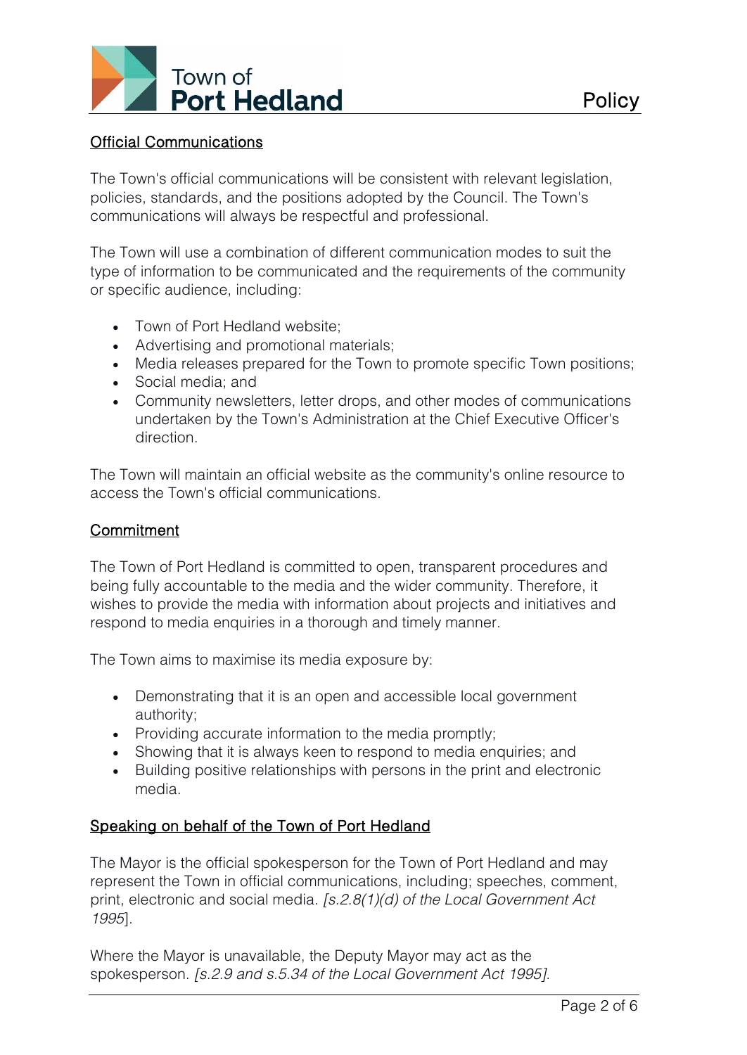## Official Communications

The Town's official communications will be consistent with relevant legislation, policies, standards, and the positions adopted by the Council. The Town's communications will always be respectful and professional.

The Town will use a combination of different communication modes to suit the type of information to be communicated and the requirements of the community or specific audience, including:

- Town of Port Hedland website;
- Advertising and promotional materials;
- Media releases prepared for the Town to promote specific Town positions;
- Social media; and
- Community newsletters, letter drops, and other modes of communications undertaken by the Town's Administration at the Chief Executive Officer's direction.

The Town will maintain an official website as the community's online resource to access the Town's official communications.

## Commitment

The Town of Port Hedland is committed to open, transparent procedures and being fully accountable to the media and the wider community. Therefore, it wishes to provide the media with information about projects and initiatives and respond to media enquiries in a thorough and timely manner.

The Town aims to maximise its media exposure by:

- Demonstrating that it is an open and accessible local government authority;
- Providing accurate information to the media promptly;
- Showing that it is always keen to respond to media enquiries; and
- Building positive relationships with persons in the print and electronic media.

## Speaking on behalf of the Town of Port Hedland

The Mayor is the official spokesperson for the Town of Port Hedland and may represent the Town in official communications, including; speeches, comment, print, electronic and social media. *[s.2.8(1)(d) of the Local Government Act 1995*].

Where the Mayor is unavailable, the Deputy Mayor may act as the spokesperson. *[s.2.9 and s.5.34 of the Local Government Act 1995]*.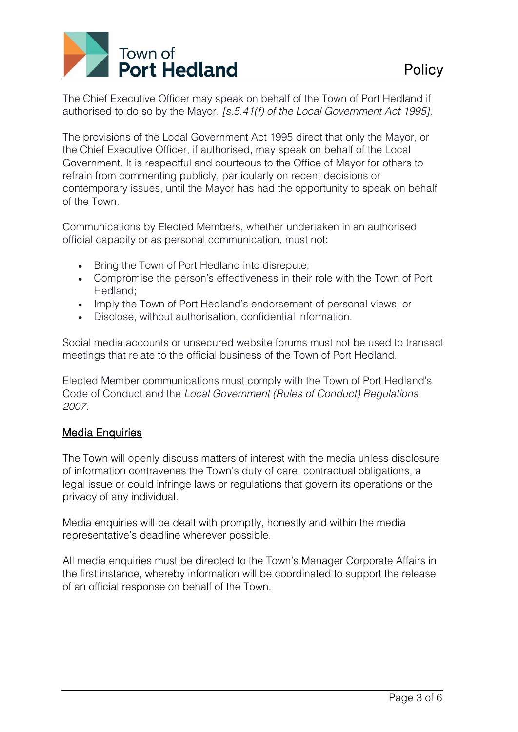The Chief Executive Officer may speak on behalf of the Town of Port Hedland if authorised to do so by the Mayor. *[s.5.41(f) of the Local Government Act 1995].*

The provisions of the Local Government Act 1995 direct that only the Mayor, or the Chief Executive Officer, if authorised, may speak on behalf of the Local Government. It is respectful and courteous to the Office of Mayor for others to refrain from commenting publicly, particularly on recent decisions or contemporary issues, until the Mayor has had the opportunity to speak on behalf of the Town.

Communications by Elected Members, whether undertaken in an authorised official capacity or as personal communication, must not:

- Bring the Town of Port Hedland into disrepute;
- Compromise the person's effectiveness in their role with the Town of Port Hedland;
- Imply the Town of Port Hedland's endorsement of personal views; or
- Disclose, without authorisation, confidential information.

Social media accounts or unsecured website forums must not be used to transact meetings that relate to the official business of the Town of Port Hedland.

Elected Member communications must comply with the Town of Port Hedland's Code of Conduct and the *Local Government (Rules of Conduct) Regulations 2007*.

## Media Enquiries

The Town will openly discuss matters of interest with the media unless disclosure of information contravenes the Town's duty of care, contractual obligations, a legal issue or could infringe laws or regulations that govern its operations or the privacy of any individual.

Media enquiries will be dealt with promptly, honestly and within the media representative's deadline wherever possible.

All media enquiries must be directed to the Town's Manager Corporate Affairs in the first instance, whereby information will be coordinated to support the release of an official response on behalf of the Town.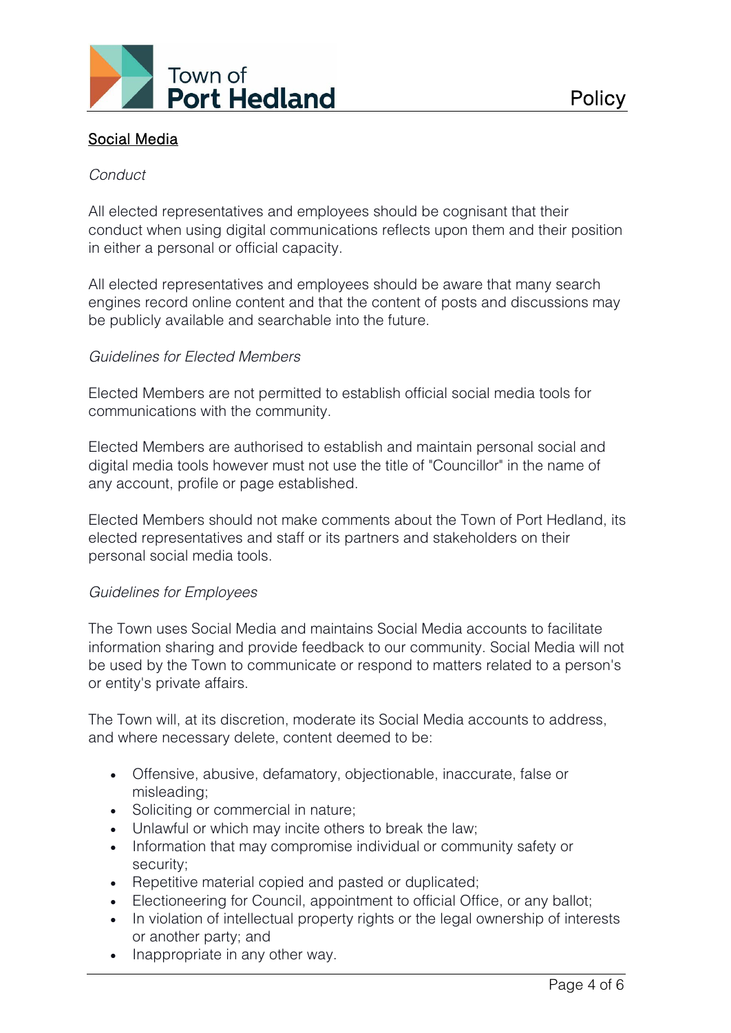## Social Media

*Conduct*

All elected representatives and employees should be cognisant that their conduct when using digital communications reflects upon them and their position in either a personal or official capacity.

All elected representatives and employees should be aware that many search engines record online content and that the content of posts and discussions may be publicly available and searchable into the future.

*Guidelines for Elected Members*

Elected Members are not permitted to establish official social media tools for communications with the community.

Elected Members are authorised to establish and maintain personal social and digital media tools however must not use the title of "Councillor" in the name of any account, profile or page established.

Elected Members should not make comments about the Town of Port Hedland, its elected representatives and staff or its partners and stakeholders on their personal social media tools.

*Guidelines for Employees*

The Town uses Social Media and maintains Social Media accounts to facilitate information sharing and provide feedback to our community. Social Media will not be used by the Town to communicate or respond to matters related to a person's or entity's private affairs.

The Town will, at its discretion, moderate its Social Media accounts to address, and where necessary delete, content deemed to be:

- Offensive, abusive, defamatory, objectionable, inaccurate, false or misleading;
- Soliciting or commercial in nature;
- Unlawful or which may incite others to break the law;
- Information that may compromise individual or community safety or security;
- Repetitive material copied and pasted or duplicated;
- Electioneering for Council, appointment to official Office, or any ballot;
- In violation of intellectual property rights or the legal ownership of interests or another party; and
- Inappropriate in any other way.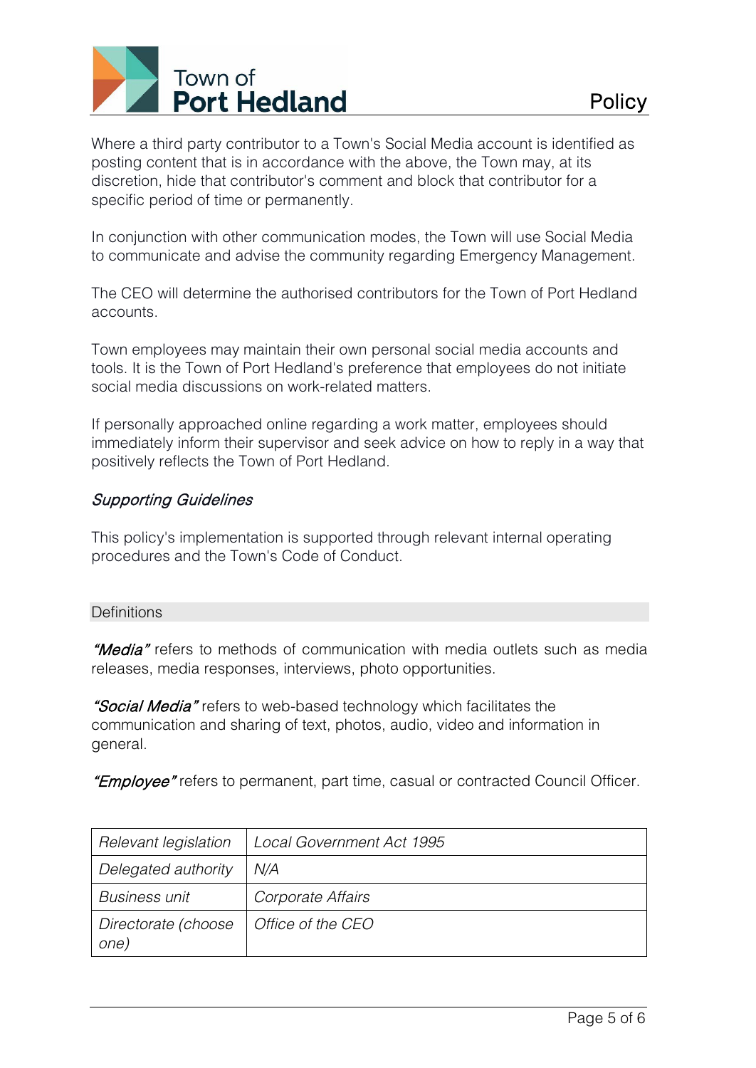Where a third party contributor to a Town's Social Media account is identified as posting content that is in accordance with the above, the Town may, at its discretion, hide that contributor's comment and block that contributor for a specific period of time or permanently.

In conjunction with other communication modes, the Town will use Social Media to communicate and advise the community regarding Emergency Management.

The CEO will determine the authorised contributors for the Town of Port Hedland accounts.

Town employees may maintain their own personal social media accounts and tools. It is the Town of Port Hedland's preference that employees do not initiate social media discussions on work-related matters.

If personally approached online regarding a work matter, employees should immediately inform their supervisor and seek advice on how to reply in a way that positively reflects the Town of Port Hedland.

### *Supporting Guidelines*

This policy's implementation is supported through relevant internal operating procedures and the Town's Code of Conduct.

## Definitions

***"Media"*** refers to methods of communication with media outlets such as media releases, media responses, interviews, photo opportunities.

***"Social Media"*** refers to web-based technology which facilitates the communication and sharing of text, photos, audio, video and information in general.

***"Employee"*** refers to permanent, part time, casual or contracted Council Officer.

| | |
|---|---|
| *Relevant legislation* | *Local Government Act 1995* |
| *Delegated authority* | *N/A* |
| *Business unit* | *Corporate Affairs* |
| *Directorate (choose one)* | *Office of the CEO* |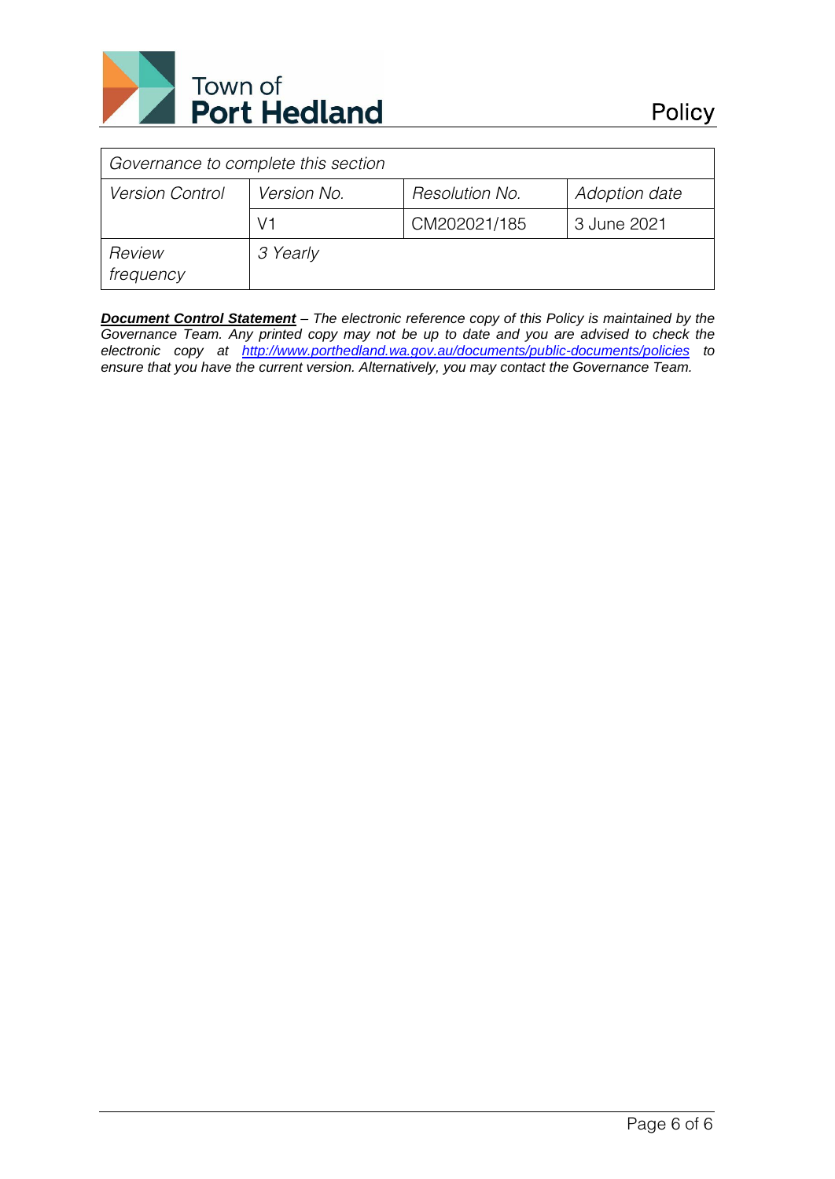| Governance to complete this section | | | |
|---|---|---|---|
| *Version Control* | *Version No.* | *Resolution No.* | *Adoption date* |
| | V1 | CM202021/185 | 3 June 2021 |
| *Review frequency* | *3 Yearly* | | |

***Document Control Statement*** *– The electronic reference copy of this Policy is maintained by the Governance Team. Any printed copy may not be up to date and you are advised to check the electronic copy at [http://www.porthedland.wa.gov.au/documents/public-documents/policies](http://www.porthedland.wa.gov.au/documents/public-documents/policies) to ensure that you have the current version. Alternatively, you may contact the Governance Team.*